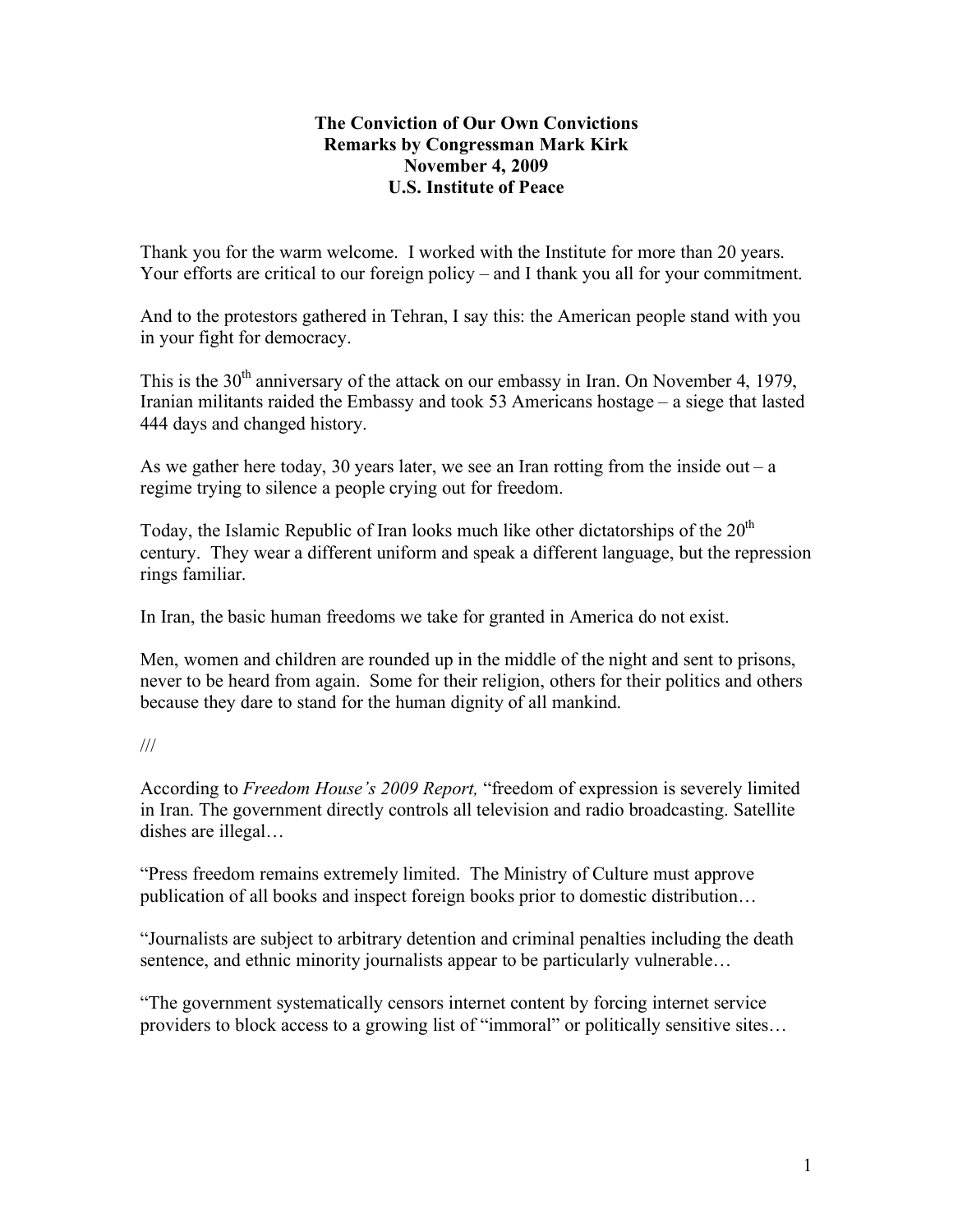# The Conviction of Our Own Convictions
## Remarks by Congressman Mark Kirk
## November 4, 2009
## U.S. Institute of Peace

Thank you for the warm welcome. I worked with the Institute for more than 20 years. Your efforts are critical to our foreign policy – and I thank you all for your commitment.

And to the protestors gathered in Tehran, I say this: the American people stand with you in your fight for democracy.

This is the 30th anniversary of the attack on our embassy in Iran. On November 4, 1979, Iranian militants raided the Embassy and took 53 Americans hostage – a siege that lasted 444 days and changed history.

As we gather here today, 30 years later, we see an Iran rotting from the inside out – a regime trying to silence a people crying out for freedom.

Today, the Islamic Republic of Iran looks much like other dictatorships of the 20th century. They wear a different uniform and speak a different language, but the repression rings familiar.

In Iran, the basic human freedoms we take for granted in America do not exist.

Men, women and children are rounded up in the middle of the night and sent to prisons, never to be heard from again. Some for their religion, others for their politics and others because they dare to stand for the human dignity of all mankind.

///

According to *Freedom House's 2009 Report,* "freedom of expression is severely limited in Iran. The government directly controls all television and radio broadcasting. Satellite dishes are illegal…

"Press freedom remains extremely limited. The Ministry of Culture must approve publication of all books and inspect foreign books prior to domestic distribution…

"Journalists are subject to arbitrary detention and criminal penalties including the death sentence, and ethnic minority journalists appear to be particularly vulnerable…

"The government systematically censors internet content by forcing internet service providers to block access to a growing list of "immoral" or politically sensitive sites…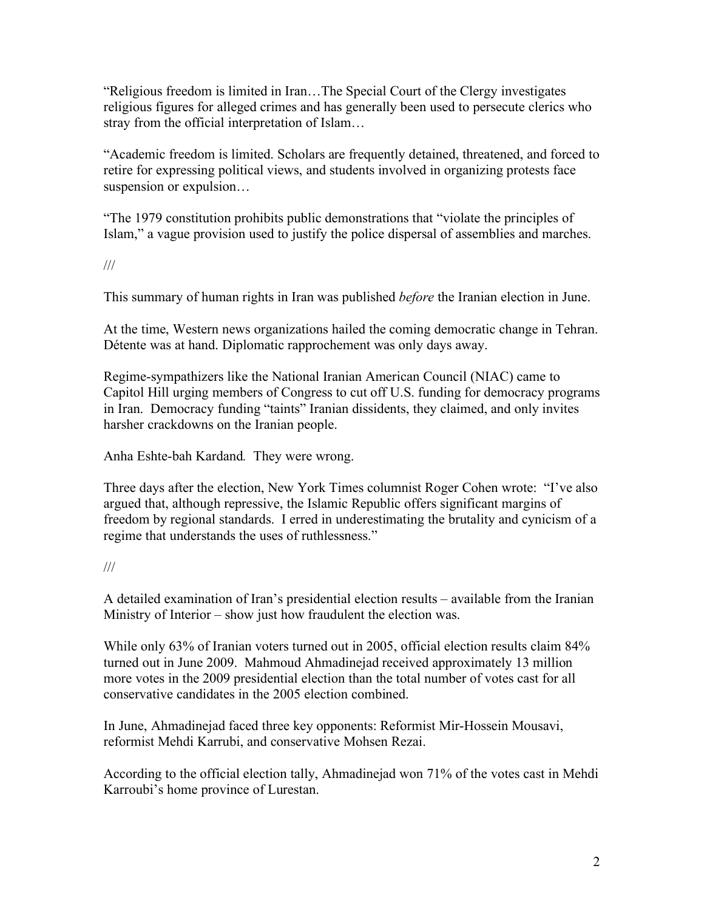"Religious freedom is limited in Iran…The Special Court of the Clergy investigates religious figures for alleged crimes and has generally been used to persecute clerics who stray from the official interpretation of Islam…

"Academic freedom is limited. Scholars are frequently detained, threatened, and forced to retire for expressing political views, and students involved in organizing protests face suspension or expulsion…

"The 1979 constitution prohibits public demonstrations that "violate the principles of Islam," a vague provision used to justify the police dispersal of assemblies and marches.

///

This summary of human rights in Iran was published *before* the Iranian election in June.

At the time, Western news organizations hailed the coming democratic change in Tehran. Détente was at hand. Diplomatic rapprochement was only days away.

Regime-sympathizers like the National Iranian American Council (NIAC) came to Capitol Hill urging members of Congress to cut off U.S. funding for democracy programs in Iran. Democracy funding "taints" Iranian dissidents, they claimed, and only invites harsher crackdowns on the Iranian people.

*Anha Eshte-bah Kardand.* They were wrong.

Three days after the election, New York Times columnist Roger Cohen wrote: "I've also argued that, although repressive, the Islamic Republic offers significant margins of freedom by regional standards. I erred in underestimating the brutality and cynicism of a regime that understands the uses of ruthlessness."

///

A detailed examination of Iran's presidential election results – available from the Iranian Ministry of Interior – show just how fraudulent the election was.

While only 63% of Iranian voters turned out in 2005, official election results claim 84% turned out in June 2009. Mahmoud Ahmadinejad received approximately 13 million more votes in the 2009 presidential election than the total number of votes cast for all conservative candidates in the 2005 election combined.

In June, Ahmadinejad faced three key opponents: Reformist Mir-Hossein Mousavi, reformist Mehdi Karrubi, and conservative Mohsen Rezai.

According to the official election tally, Ahmadinejad won 71% of the votes cast in Mehdi Karroubi's home province of Lurestan.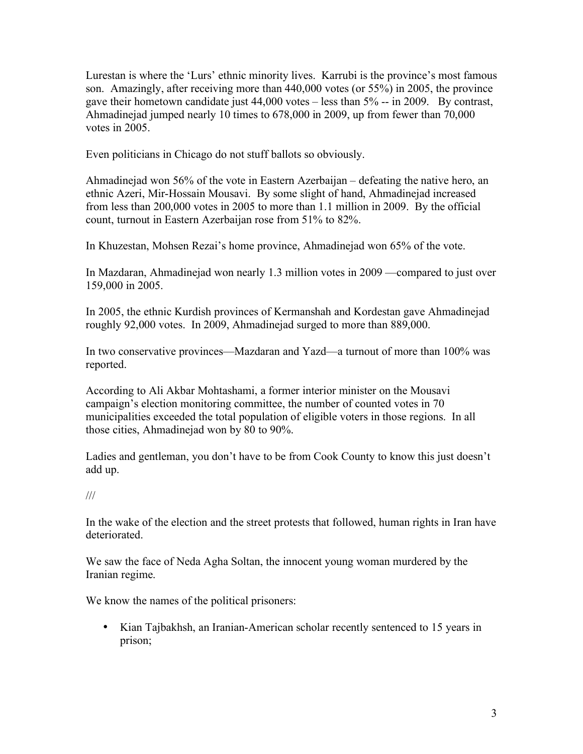Lurestan is where the 'Lurs' ethnic minority lives. Karrubi is the province's most famous son. Amazingly, after receiving more than 440,000 votes (or 55%) in 2005, the province gave their hometown candidate just 44,000 votes – less than 5% -- in 2009. By contrast, Ahmadinejad jumped nearly 10 times to 678,000 in 2009, up from fewer than 70,000 votes in 2005.

Even politicians in Chicago do not stuff ballots so obviously.

Ahmadinejad won 56% of the vote in Eastern Azerbaijan – defeating the native hero, an ethnic Azeri, Mir-Hossain Mousavi. By some slight of hand, Ahmadinejad increased from less than 200,000 votes in 2005 to more than 1.1 million in 2009. By the official count, turnout in Eastern Azerbaijan rose from 51% to 82%.

In Khuzestan, Mohsen Rezai's home province, Ahmadinejad won 65% of the vote.

In Mazdaran, Ahmadinejad won nearly 1.3 million votes in 2009 —compared to just over 159,000 in 2005.

In 2005, the ethnic Kurdish provinces of Kermanshah and Kordestan gave Ahmadinejad roughly 92,000 votes. In 2009, Ahmadinejad surged to more than 889,000.

In two conservative provinces—Mazdaran and Yazd—a turnout of more than 100% was reported.

According to Ali Akbar Mohtashami, a former interior minister on the Mousavi campaign's election monitoring committee, the number of counted votes in 70 municipalities exceeded the total population of eligible voters in those regions. In all those cities, Ahmadinejad won by 80 to 90%.

Ladies and gentleman, you don't have to be from Cook County to know this just doesn't add up.

///

In the wake of the election and the street protests that followed, human rights in Iran have deteriorated.

We saw the face of Neda Agha Soltan, the innocent young woman murdered by the Iranian regime.

We know the names of the political prisoners:

- Kian Tajbakhsh, an Iranian-American scholar recently sentenced to 15 years in prison;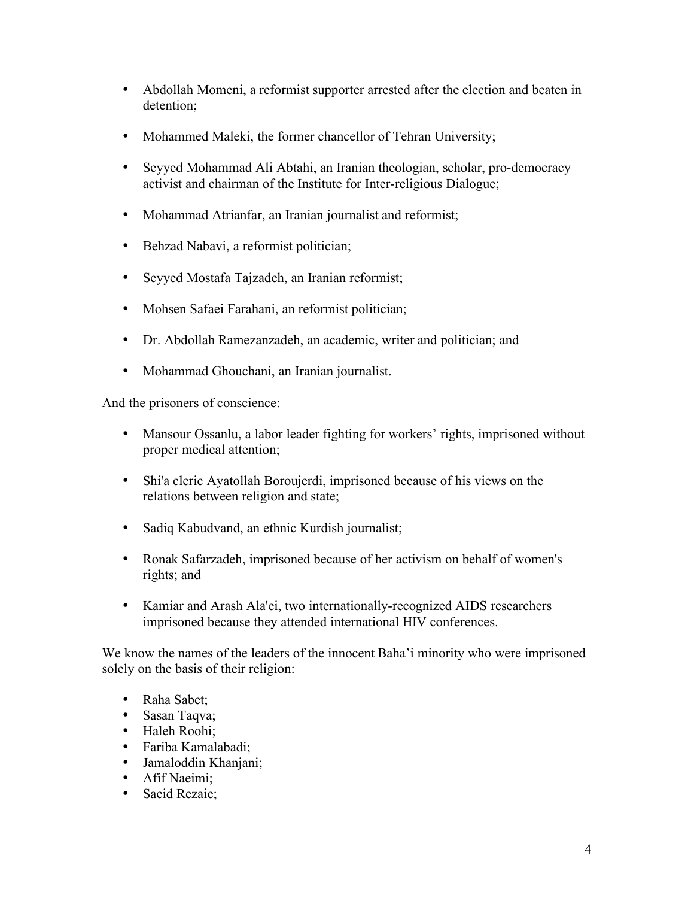- Abdollah Momeni, a reformist supporter arrested after the election and beaten in detention;

- Mohammed Maleki, the former chancellor of Tehran University;

- Seyyed Mohammad Ali Abtahi, an Iranian theologian, scholar, pro-democracy activist and chairman of the Institute for Inter-religious Dialogue;

- Mohammad Atrianfar, an Iranian journalist and reformist;

- Behzad Nabavi, a reformist politician;

- Seyyed Mostafa Tajzadeh, an Iranian reformist;

- Mohsen Safaei Farahani, an reformist politician;

- Dr. Abdollah Ramezanzadeh, an academic, writer and politician; and

- Mohammad Ghouchani, an Iranian journalist.

And the prisoners of conscience:

- Mansour Ossanlu, a labor leader fighting for workers' rights, imprisoned without proper medical attention;

- Shi'a cleric Ayatollah Boroujerdi, imprisoned because of his views on the relations between religion and state;

- Sadiq Kabudvand, an ethnic Kurdish journalist;

- Ronak Safarzadeh, imprisoned because of her activism on behalf of women's rights; and

- Kamiar and Arash Ala'ei, two internationally-recognized AIDS researchers imprisoned because they attended international HIV conferences.

We know the names of the leaders of the innocent Baha'i minority who were imprisoned solely on the basis of their religion:

- Raha Sabet;
- Sasan Taqva;
- Haleh Roohi;
- Fariba Kamalabadi;
- Jamaloddin Khanjani;
- Afif Naeimi;
- Saeid Rezaie;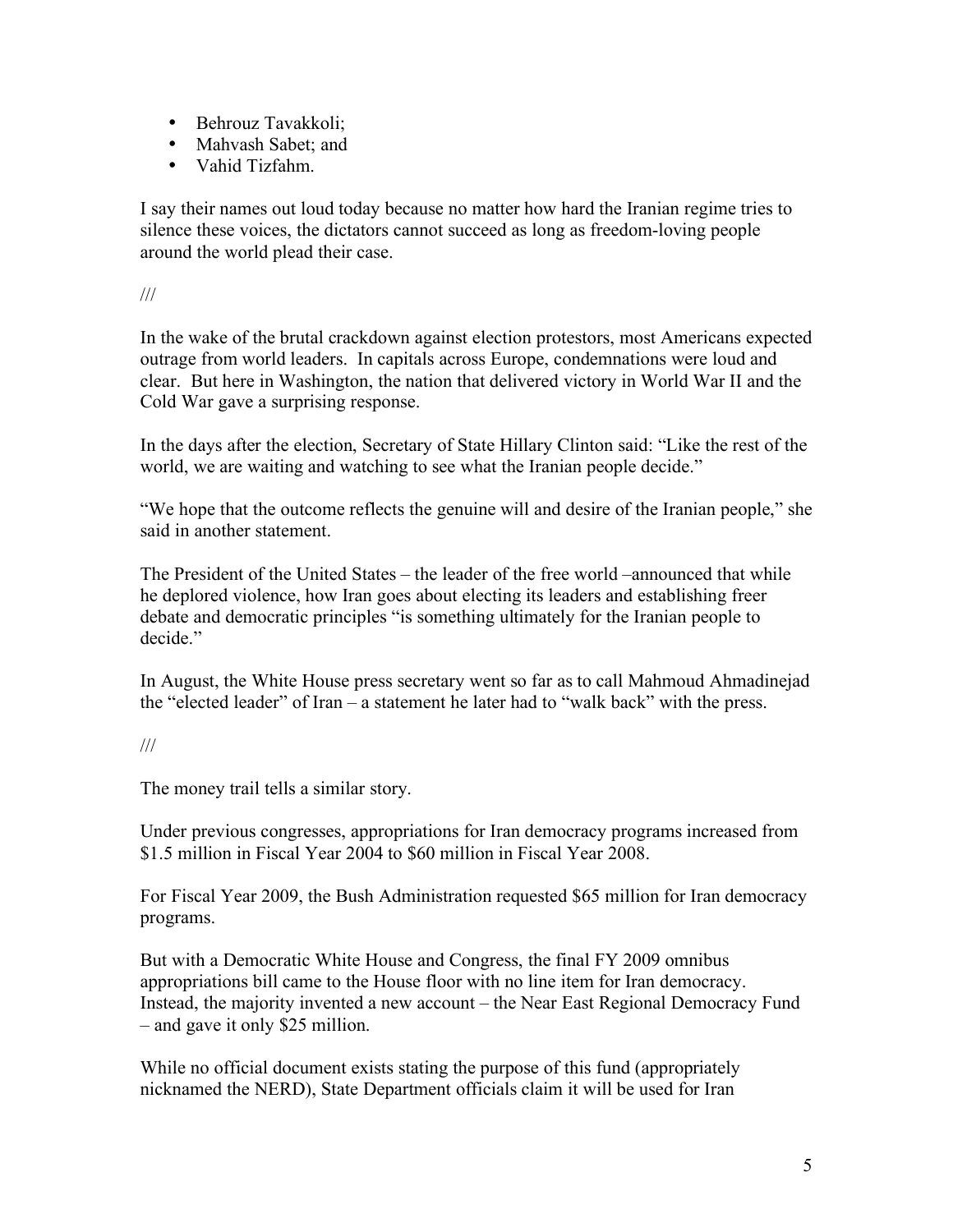- Behrouz Tavakkoli;
- Mahvash Sabet; and
- Vahid Tizfahm.

I say their names out loud today because no matter how hard the Iranian regime tries to silence these voices, the dictators cannot succeed as long as freedom-loving people around the world plead their case.

///

In the wake of the brutal crackdown against election protestors, most Americans expected outrage from world leaders. In capitals across Europe, condemnations were loud and clear. But here in Washington, the nation that delivered victory in World War II and the Cold War gave a surprising response.

In the days after the election, Secretary of State Hillary Clinton said: "Like the rest of the world, we are waiting and watching to see what the Iranian people decide."

"We hope that the outcome reflects the genuine will and desire of the Iranian people," she said in another statement.

The President of the United States – the leader of the free world –announced that while he deplored violence, how Iran goes about electing its leaders and establishing freer debate and democratic principles "is something ultimately for the Iranian people to decide."

In August, the White House press secretary went so far as to call Mahmoud Ahmadinejad the "elected leader" of Iran – a statement he later had to "walk back" with the press.

///

The money trail tells a similar story.

Under previous congresses, appropriations for Iran democracy programs increased from $1.5 million in Fiscal Year 2004 to $60 million in Fiscal Year 2008.

For Fiscal Year 2009, the Bush Administration requested $65 million for Iran democracy programs.

But with a Democratic White House and Congress, the final FY 2009 omnibus appropriations bill came to the House floor with no line item for Iran democracy. Instead, the majority invented a new account – the Near East Regional Democracy Fund – and gave it only $25 million.

While no official document exists stating the purpose of this fund (appropriately nicknamed the NERD), State Department officials claim it will be used for Iran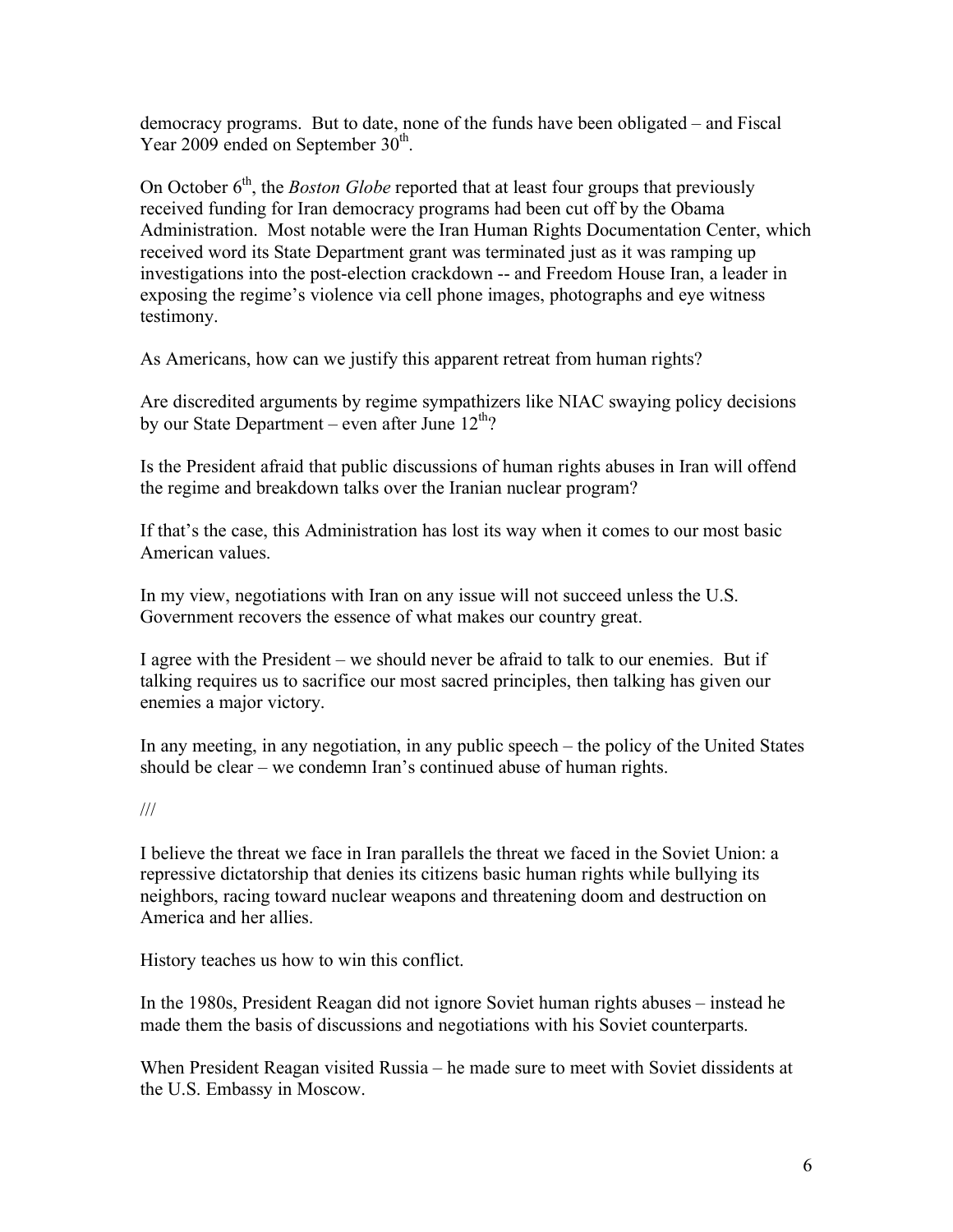democracy programs. But to date, none of the funds have been obligated – and Fiscal Year 2009 ended on September 30th.

On October 6th, the *Boston Globe* reported that at least four groups that previously received funding for Iran democracy programs had been cut off by the Obama Administration. Most notable were the Iran Human Rights Documentation Center, which received word its State Department grant was terminated just as it was ramping up investigations into the post-election crackdown -- and Freedom House Iran, a leader in exposing the regime's violence via cell phone images, photographs and eye witness testimony.

As Americans, how can we justify this apparent retreat from human rights?

Are discredited arguments by regime sympathizers like NIAC swaying policy decisions by our State Department – even after June 12th?

Is the President afraid that public discussions of human rights abuses in Iran will offend the regime and breakdown talks over the Iranian nuclear program?

If that's the case, this Administration has lost its way when it comes to our most basic American values.

In my view, negotiations with Iran on any issue will not succeed unless the U.S. Government recovers the essence of what makes our country great.

I agree with the President – we should never be afraid to talk to our enemies. But if talking requires us to sacrifice our most sacred principles, then talking has given our enemies a major victory.

In any meeting, in any negotiation, in any public speech – the policy of the United States should be clear – we condemn Iran's continued abuse of human rights.

///

I believe the threat we face in Iran parallels the threat we faced in the Soviet Union: a repressive dictatorship that denies its citizens basic human rights while bullying its neighbors, racing toward nuclear weapons and threatening doom and destruction on America and her allies.

History teaches us how to win this conflict.

In the 1980s, President Reagan did not ignore Soviet human rights abuses – instead he made them the basis of discussions and negotiations with his Soviet counterparts.

When President Reagan visited Russia – he made sure to meet with Soviet dissidents at the U.S. Embassy in Moscow.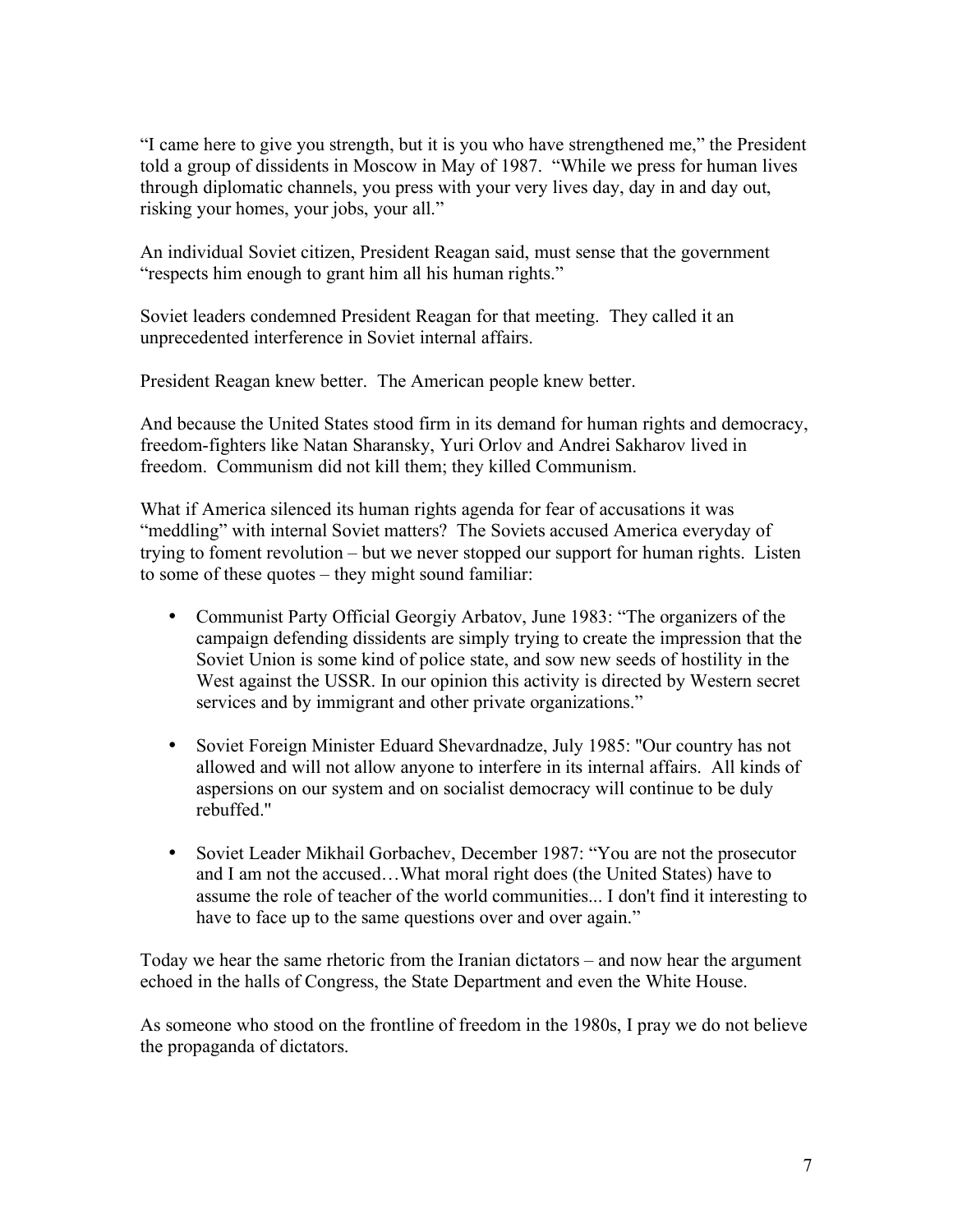"I came here to give you strength, but it is you who have strengthened me," the President told a group of dissidents in Moscow in May of 1987. "While we press for human lives through diplomatic channels, you press with your very lives day, day in and day out, risking your homes, your jobs, your all."

An individual Soviet citizen, President Reagan said, must sense that the government "respects him enough to grant him all his human rights."

Soviet leaders condemned President Reagan for that meeting. They called it an unprecedented interference in Soviet internal affairs.

President Reagan knew better. The American people knew better.

And because the United States stood firm in its demand for human rights and democracy, freedom-fighters like Natan Sharansky, Yuri Orlov and Andrei Sakharov lived in freedom. Communism did not kill them; they killed Communism.

What if America silenced its human rights agenda for fear of accusations it was "meddling" with internal Soviet matters? The Soviets accused America everyday of trying to foment revolution – but we never stopped our support for human rights. Listen to some of these quotes – they might sound familiar:

- Communist Party Official Georgiy Arbatov, June 1983: "The organizers of the campaign defending dissidents are simply trying to create the impression that the Soviet Union is some kind of police state, and sow new seeds of hostility in the West against the USSR. In our opinion this activity is directed by Western secret services and by immigrant and other private organizations."
- Soviet Foreign Minister Eduard Shevardnadze, July 1985: "Our country has not allowed and will not allow anyone to interfere in its internal affairs. All kinds of aspersions on our system and on socialist democracy will continue to be duly rebuffed."
- Soviet Leader Mikhail Gorbachev, December 1987: "You are not the prosecutor and I am not the accused…What moral right does (the United States) have to assume the role of teacher of the world communities... I don't find it interesting to have to face up to the same questions over and over again."

Today we hear the same rhetoric from the Iranian dictators – and now hear the argument echoed in the halls of Congress, the State Department and even the White House.

As someone who stood on the frontline of freedom in the 1980s, I pray we do not believe the propaganda of dictators.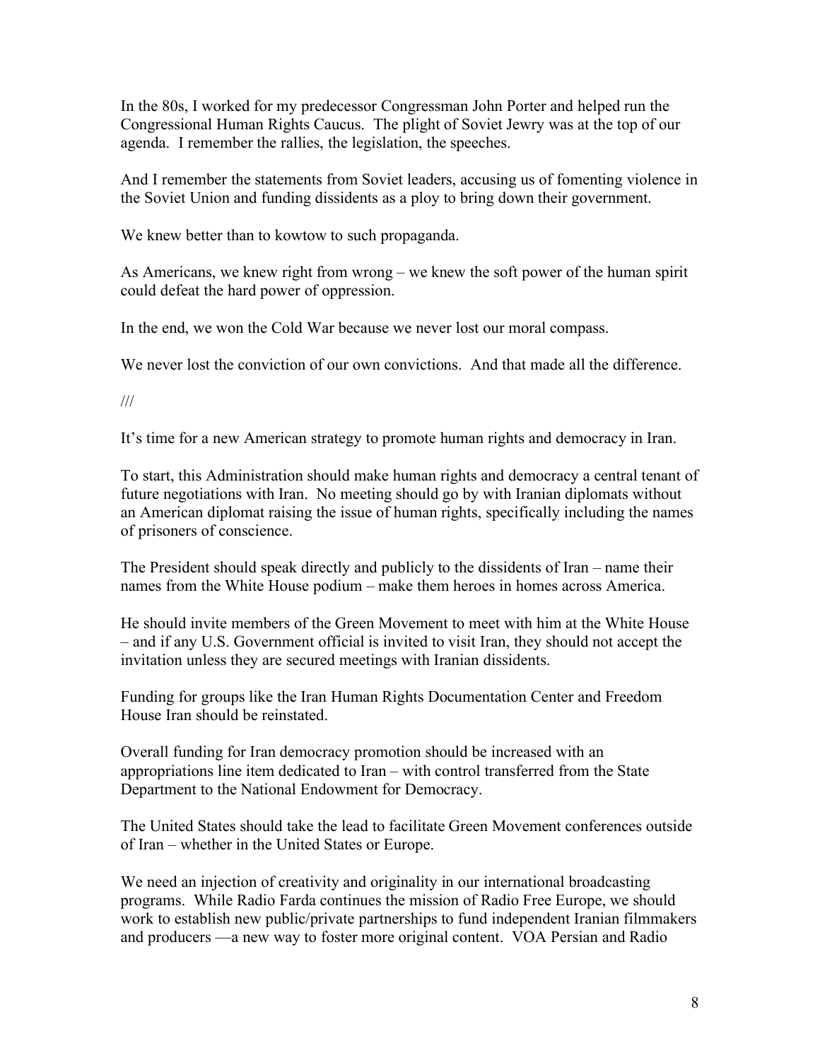In the 80s, I worked for my predecessor Congressman John Porter and helped run the Congressional Human Rights Caucus. The plight of Soviet Jewry was at the top of our agenda. I remember the rallies, the legislation, the speeches.

And I remember the statements from Soviet leaders, accusing us of fomenting violence in the Soviet Union and funding dissidents as a ploy to bring down their government.

We knew better than to kowtow to such propaganda.

As Americans, we knew right from wrong – we knew the soft power of the human spirit could defeat the hard power of oppression.

In the end, we won the Cold War because we never lost our moral compass.

We never lost the conviction of our own convictions. And that made all the difference.

///

It's time for a new American strategy to promote human rights and democracy in Iran.

To start, this Administration should make human rights and democracy a central tenant of future negotiations with Iran. No meeting should go by with Iranian diplomats without an American diplomat raising the issue of human rights, specifically including the names of prisoners of conscience.

The President should speak directly and publicly to the dissidents of Iran – name their names from the White House podium – make them heroes in homes across America.

He should invite members of the Green Movement to meet with him at the White House – and if any U.S. Government official is invited to visit Iran, they should not accept the invitation unless they are secured meetings with Iranian dissidents.

Funding for groups like the Iran Human Rights Documentation Center and Freedom House Iran should be reinstated.

Overall funding for Iran democracy promotion should be increased with an appropriations line item dedicated to Iran – with control transferred from the State Department to the National Endowment for Democracy.

The United States should take the lead to facilitate Green Movement conferences outside of Iran – whether in the United States or Europe.

We need an injection of creativity and originality in our international broadcasting programs. While Radio Farda continues the mission of Radio Free Europe, we should work to establish new public/private partnerships to fund independent Iranian filmmakers and producers —a new way to foster more original content. VOA Persian and Radio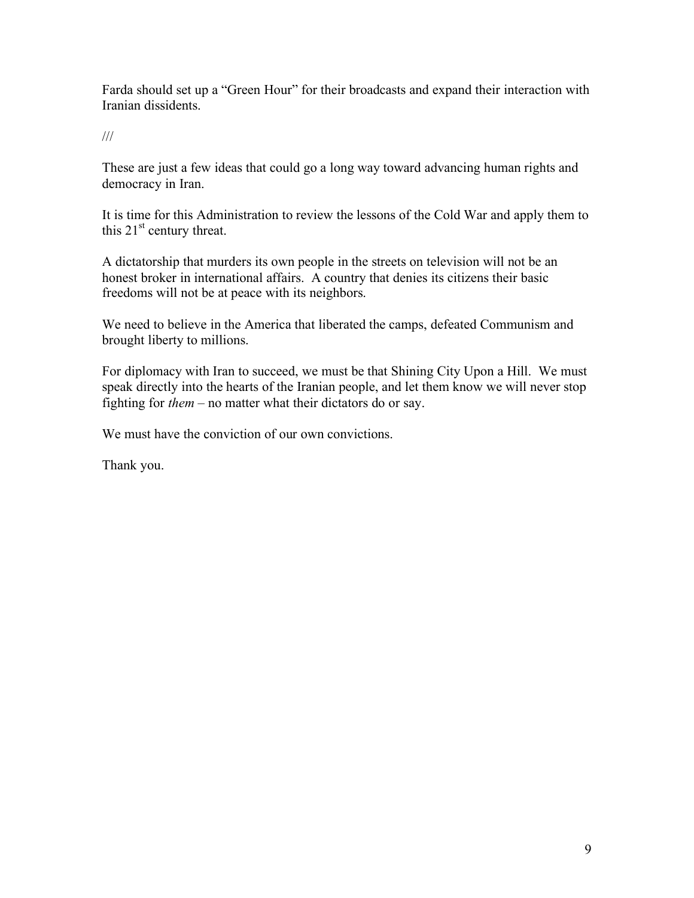Farda should set up a "Green Hour" for their broadcasts and expand their interaction with Iranian dissidents.

///

These are just a few ideas that could go a long way toward advancing human rights and democracy in Iran.

It is time for this Administration to review the lessons of the Cold War and apply them to this 21st century threat.

A dictatorship that murders its own people in the streets on television will not be an honest broker in international affairs. A country that denies its citizens their basic freedoms will not be at peace with its neighbors.

We need to believe in the America that liberated the camps, defeated Communism and brought liberty to millions.

For diplomacy with Iran to succeed, we must be that Shining City Upon a Hill. We must speak directly into the hearts of the Iranian people, and let them know we will never stop fighting for *them* – no matter what their dictators do or say.

We must have the conviction of our own convictions.

Thank you.